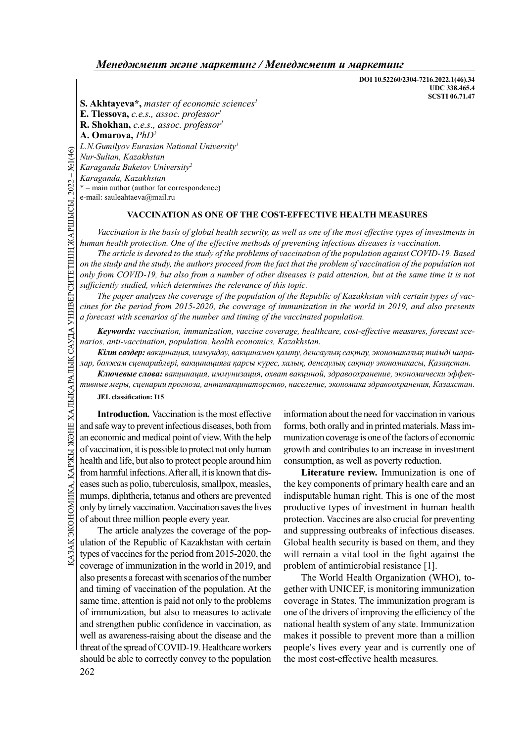DOI 10.52260/2304-7216.2022.1(46).34
UDC 338.465.4
SCSTI 06.71.47

**S. Akhtayeva\*,** *master of economic sciences*[1]
**E. Tlessova,** *c.e.s., assoc. professor*[1]
**R. Shokhan,** *c.e.s., assoc. professor*[1]
**A. Omarova,** *PhD*[2]
*L.N.Gumilyov Eurasian National University*[1]
*Nur-Sultan, Kazakhstan*
*Karaganda Buketov University*[2]
*Karaganda, Kazakhstan*
\* – main author (author for correspondence)
e-mail: sauleahtaeva@mail.ru

## VACCINATION AS ONE OF THE COST-EFFECTIVE HEALTH MEASURES

*Vaccination is the basis of global health security, as well as one of the most effective types of investments in human health protection. One of the effective methods of preventing infectious diseases is vaccination.*

*The article is devoted to the study of the problems of vaccination of the population against COVID-19. Based on the study and the study, the authors proceed from the fact that the problem of vaccination of the population not only from COVID-19, but also from a number of other diseases is paid attention, but at the same time it is not sufficiently studied, which determines the relevance of this topic.*

*The paper analyzes the coverage of the population of the Republic of Kazakhstan with certain types of vaccines for the period from 2015-2020, the coverage of immunization in the world in 2019, and also presents a forecast with scenarios of the number and timing of the vaccinated population.*

***Keywords:*** *vaccination, immunization, vaccine coverage, healthcare, cost-effective measures, forecast scenarios, anti-vaccination, population, health economics, Kazakhstan.*

***Кілт сөздер:*** *вакцинация, иммундау, вакцинамен қамту, денсаулық сақтау, экономикалық тиімді шаралар, болжам сценарийлері, вакцинацияға қарсы күрес, халық, денсаулық сақтау экономикасы, Қазақстан.*

***Ключевые слова:*** *вакцинация, иммунизация, охват вакциной, здравоохранение, экономически эффективные меры, сценарии прогноза, антивакцинаторство, население, экономика здравоохранения, Казахстан.*

**JEL classification: I15**

**Introduction.** Vaccination is the most effective and safe way to prevent infectious diseases, both from an economic and medical point of view. With the help of vaccination, it is possible to protect not only human health and life, but also to protect people around him from harmful infections. After all, it is known that diseases such as polio, tuberculosis, smallpox, measles, mumps, diphtheria, tetanus and others are prevented only by timely vaccination. Vaccination saves the lives of about three million people every year.

The article analyzes the coverage of the population of the Republic of Kazakhstan with certain types of vaccines for the period from 2015-2020, the coverage of immunization in the world in 2019, and also presents a forecast with scenarios of the number and timing of vaccination of the population. At the same time, attention is paid not only to the problems of immunization, but also to measures to activate and strengthen public confidence in vaccination, as well as awareness-raising about the disease and the threat of the spread of COVID-19. Healthcare workers should be able to correctly convey to the population information about the need for vaccination in various forms, both orally and in printed materials. Mass immunization coverage is one of the factors of economic growth and contributes to an increase in investment consumption, as well as poverty reduction.

**Literature review.** Immunization is one of the key components of primary health care and an indisputable human right. This is one of the most productive types of investment in human health protection. Vaccines are also crucial for preventing and suppressing outbreaks of infectious diseases. Global health security is based on them, and they will remain a vital tool in the fight against the problem of antimicrobial resistance [1].

The World Health Organization (WHO), together with UNICEF, is monitoring immunization coverage in States. The immunization program is one of the drivers of improving the efficiency of the national health system of any state. Immunization makes it possible to prevent more than a million people's lives every year and is currently one of the most cost-effective health measures.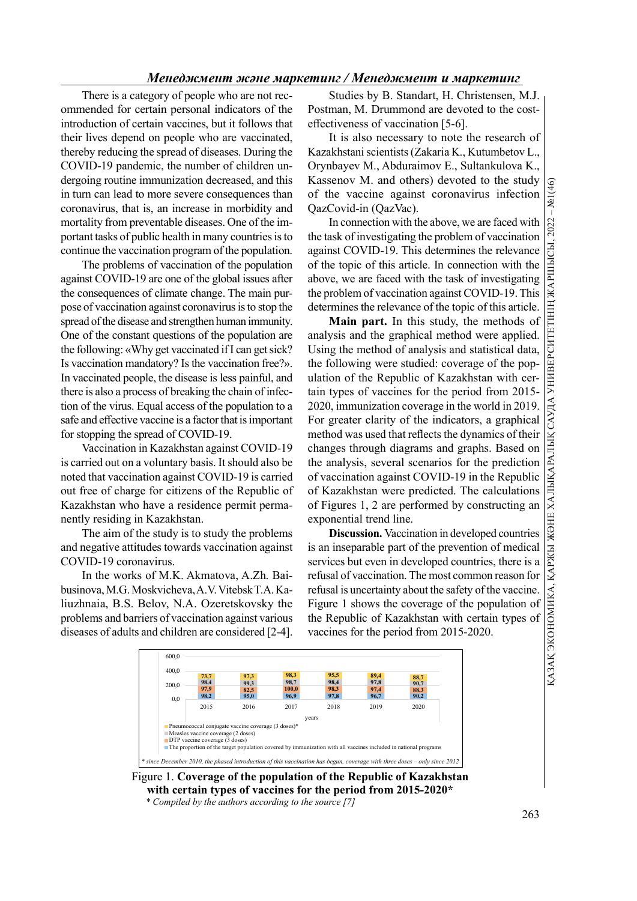There is a category of people who are not recommended for certain personal indicators of the introduction of certain vaccines, but it follows that their lives depend on people who are vaccinated, thereby reducing the spread of diseases. During the COVID-19 pandemic, the number of children undergoing routine immunization decreased, and this in turn can lead to more severe consequences than coronavirus, that is, an increase in morbidity and mortality from preventable diseases. One of the important tasks of public health in many countries is to continue the vaccination program of the population.

The problems of vaccination of the population against COVID-19 are one of the global issues after the consequences of climate change. The main purpose of vaccination against coronavirus is to stop the spread of the disease and strengthen human immunity. One of the constant questions of the population are the following: «Why get vaccinated if I can get sick? Is vaccination mandatory? Is the vaccination free?». In vaccinated people, the disease is less painful, and there is also a process of breaking the chain of infection of the virus. Equal access of the population to a safe and effective vaccine is a factor that is important for stopping the spread of COVID-19.

Vaccination in Kazakhstan against COVID-19 is carried out on a voluntary basis. It should also be noted that vaccination against COVID-19 is carried out free of charge for citizens of the Republic of Kazakhstan who have a residence permit permanently residing in Kazakhstan.

The aim of the study is to study the problems and negative attitudes towards vaccination against COVID-19 coronavirus.

In the works of M.K. Akmatova, A.Zh. Baibusinova, M.G. Moskvicheva, A.V. Vitebsk T.A. Kaliuzhnaia, B.S. Belov, N.A. Ozeretskovsky the problems and barriers of vaccination against various diseases of adults and children are considered [2-4].

Studies by B. Standart, H. Christensen, M.J. Postman, M. Drummond are devoted to the cost-effectiveness of vaccination [5-6].

It is also necessary to note the research of Kazakhstani scientists (Zakaria K., Kutumbetov L., Orynbayev M., Abduraimov E., Sultankulova K., Kassenov M. and others) devoted to the study of the vaccine against coronavirus infection QazCovid-in (QazVac).

In connection with the above, we are faced with the task of investigating the problem of vaccination against COVID-19. This determines the relevance of the topic of this article. In connection with the above, we are faced with the task of investigating the problem of vaccination against COVID-19. This determines the relevance of the topic of this article.

**Main part.** In this study, the methods of analysis and the graphical method were applied. Using the method of analysis and statistical data, the following were studied: coverage of the population of the Republic of Kazakhstan with certain types of vaccines for the period from 2015-2020, immunization coverage in the world in 2019. For greater clarity of the indicators, a graphical method was used that reflects the dynamics of their changes through diagrams and graphs. Based on the analysis, several scenarios for the prediction of vaccination against COVID-19 in the Republic of Kazakhstan were predicted. The calculations of Figures 1, 2 are performed by constructing an exponential trend line.

**Discussion.** Vaccination in developed countries is an inseparable part of the prevention of medical services but even in developed countries, there is a refusal of vaccination. The most common reason for refusal is uncertainty about the safety of the vaccine. Figure 1 shows the coverage of the population of the Republic of Kazakhstan with certain types of vaccines for the period from 2015-2020.

| years | 2015 | 2016 | 2017 | 2018 | 2019 | 2020 |
|---|---|---|---|---|---|---|
| Pneumococcal conjugate vaccine coverage (3 doses)* | 73,7 | 97,3 | 98,3 | 95,5 | 89,4 | 88,7 |
| Measles vaccine coverage (2 doses) | 98,4 | 99,3 | 98,7 | 98,4 | 97,8 | 90,7 |
| DTP vaccine coverage (3 doses) | 97,9 | 82,5 | 100,0 | 98,3 | 97,4 | 88,3 |
| The proportion of the target population covered by immunization with all vaccines included in national programs | 98,2 | 95,0 | 96,9 | 97,8 | 96,7 | 90,2 |

*\* since December 2010, the phased introduction of this vaccination has begun, coverage with three doses – only since 2012*

Figure 1. **Coverage of the population of the Republic of Kazakhstan with certain types of vaccines for the period from 2015-2020\***

*\* Compiled by the authors according to the source [7]*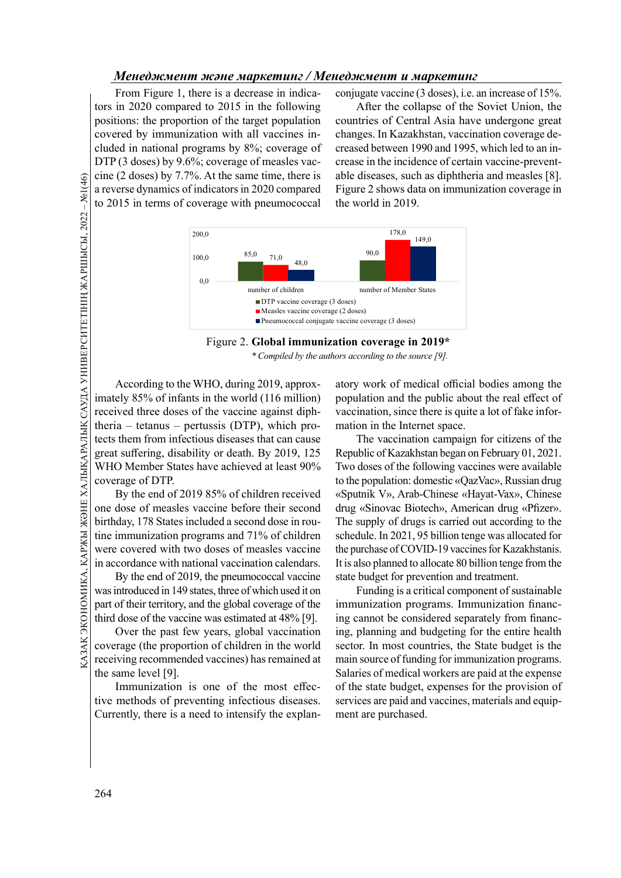From Figure 1, there is a decrease in indicators in 2020 compared to 2015 in the following positions: the proportion of the target population covered by immunization with all vaccines included in national programs by 8%; coverage of DTP (3 doses) by 9.6%; coverage of measles vaccine (2 doses) by 7.7%. At the same time, there is a reverse dynamics of indicators in 2020 compared to 2015 in terms of coverage with pneumococcal conjugate vaccine (3 doses), i.e. an increase of 15%.

After the collapse of the Soviet Union, the countries of Central Asia have undergone great changes. In Kazakhstan, vaccination coverage decreased between 1990 and 1995, which led to an increase in the incidence of certain vaccine-preventable diseases, such as diphtheria and measles [8]. Figure 2 shows data on immunization coverage in the world in 2019.

| | number of children | number of Member States |
|---|---|---|
| DTP vaccine coverage (3 doses) | 85,0 | 90,0 |
| Measles vaccine coverage (2 doses) | 71,0 | 178,0 |
| Pneumococcal conjugate vaccine coverage (3 doses) | 48,0 | 149,0 |

Figure 2. **Global immunization coverage in 2019***

*\* Compiled by the authors according to the source [9].*

According to the WHO, during 2019, approximately 85% of infants in the world (116 million) received three doses of the vaccine against diphtheria – tetanus – pertussis (DTP), which protects them from infectious diseases that can cause great suffering, disability or death. By 2019, 125 WHO Member States have achieved at least 90% coverage of DTP.

By the end of 2019 85% of children received one dose of measles vaccine before their second birthday, 178 States included a second dose in routine immunization programs and 71% of children were covered with two doses of measles vaccine in accordance with national vaccination calendars.

By the end of 2019, the pneumococcal vaccine was introduced in 149 states, three of which used it on part of their territory, and the global coverage of the third dose of the vaccine was estimated at 48% [9].

Over the past few years, global vaccination coverage (the proportion of children in the world receiving recommended vaccines) has remained at the same level [9].

Immunization is one of the most effective methods of preventing infectious diseases. Currently, there is a need to intensify the explanatory work of medical official bodies among the population and the public about the real effect of vaccination, since there is quite a lot of fake information in the Internet space.

The vaccination campaign for citizens of the Republic of Kazakhstan began on February 01, 2021. Two doses of the following vaccines were available to the population: domestic «QazVac», Russian drug «Sputnik V», Arab-Chinese «Hayat-Vax», Chinese drug «Sinovac Biotech», American drug «Pfizer». The supply of drugs is carried out according to the schedule. In 2021, 95 billion tenge was allocated for the purchase of COVID-19 vaccines for Kazakhstanis. It is also planned to allocate 80 billion tenge from the state budget for prevention and treatment.

Funding is a critical component of sustainable immunization programs. Immunization financing cannot be considered separately from financing, planning and budgeting for the entire health sector. In most countries, the State budget is the main source of funding for immunization programs. Salaries of medical workers are paid at the expense of the state budget, expenses for the provision of services are paid and vaccines, materials and equipment are purchased.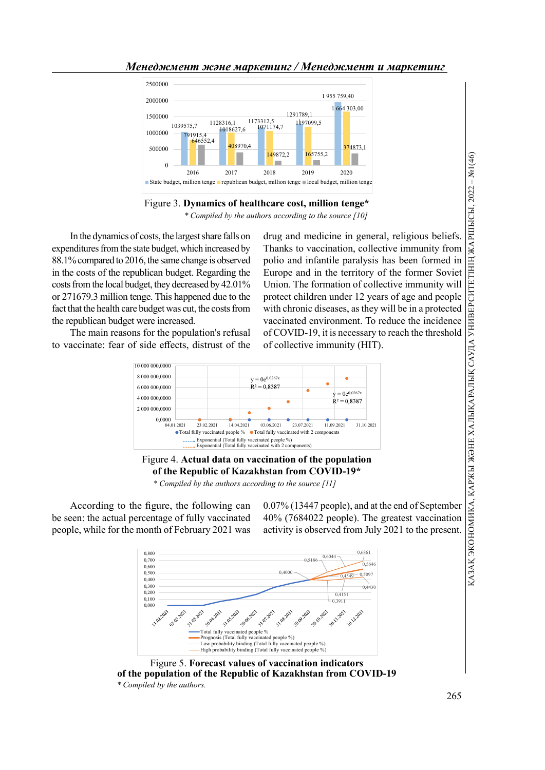Figure 3. **Dynamics of healthcare cost, million tenge***

*\* Compiled by the authors according to the source [10]*

In the dynamics of costs, the largest share falls on expenditures from the state budget, which increased by 88.1% compared to 2016, the same change is observed in the costs of the republican budget. Regarding the costs from the local budget, they decreased by 42.01% or 271679.3 million tenge. This happened due to the fact that the health care budget was cut, the costs from the republican budget were increased.

The main reasons for the population's refusal to vaccinate: fear of side effects, distrust of the drug and medicine in general, religious beliefs. Thanks to vaccination, collective immunity from polio and infantile paralysis has been formed in Europe and in the territory of the former Soviet Union. The formation of collective immunity will protect children under 12 years of age and people with chronic diseases, as they will be in a protected vaccinated environment. To reduce the incidence of COVID-19, it is necessary to reach the threshold of collective immunity (HIT).

Figure 4. **Actual data on vaccination of the population of the Republic of Kazakhstan from COVID-19***

*\* Compiled by the authors according to the source [11]*

According to the figure, the following can be seen: the actual percentage of fully vaccinated people, while for the month of February 2021 was 0.07% (13447 people), and at the end of September 40% (7684022 people). The greatest vaccination activity is observed from July 2021 to the present.

Figure 5. **Forecast values of vaccination indicators of the population of the Republic of Kazakhstan from COVID-19**

*\* Compiled by the authors.*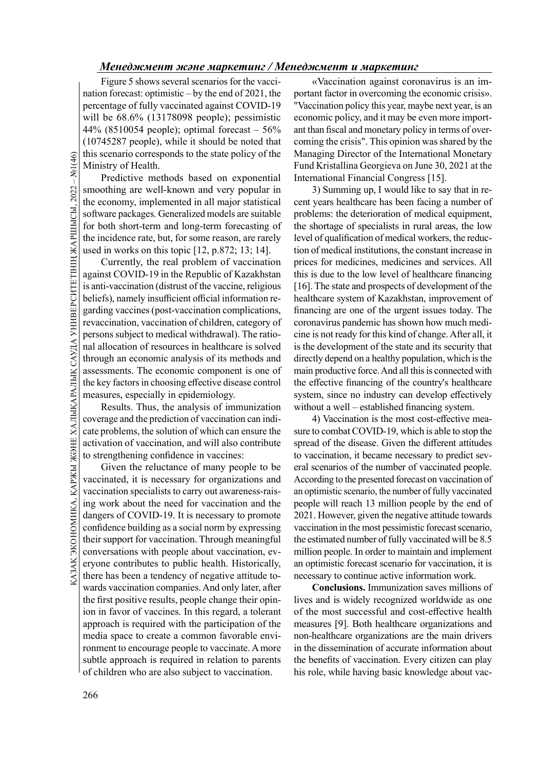Figure 5 shows several scenarios for the vaccination forecast: optimistic – by the end of 2021, the percentage of fully vaccinated against COVID-19 will be 68.6% (13178098 people); pessimistic 44% (8510054 people); optimal forecast – 56% (10745287 people), while it should be noted that this scenario corresponds to the state policy of the Ministry of Health.

Predictive methods based on exponential smoothing are well-known and very popular in the economy, implemented in all major statistical software packages. Generalized models are suitable for both short-term and long-term forecasting of the incidence rate, but, for some reason, are rarely used in works on this topic [12, p.872; 13; 14].

Currently, the real problem of vaccination against COVID-19 in the Republic of Kazakhstan is anti-vaccination (distrust of the vaccine, religious beliefs), namely insufficient official information regarding vaccines (post-vaccination complications, revaccination, vaccination of children, category of persons subject to medical withdrawal). The rational allocation of resources in healthcare is solved through an economic analysis of its methods and assessments. The economic component is one of the key factors in choosing effective disease control measures, especially in epidemiology.

Results. Thus, the analysis of immunization coverage and the prediction of vaccination can indicate problems, the solution of which can ensure the activation of vaccination, and will also contribute to strengthening confidence in vaccines:

Given the reluctance of many people to be vaccinated, it is necessary for organizations and vaccination specialists to carry out awareness-raising work about the need for vaccination and the dangers of COVID-19. It is necessary to promote confidence building as a social norm by expressing their support for vaccination. Through meaningful conversations with people about vaccination, everyone contributes to public health. Historically, there has been a tendency of negative attitude towards vaccination companies. And only later, after the first positive results, people change their opinion in favor of vaccines. In this regard, a tolerant approach is required with the participation of the media space to create a common favorable environment to encourage people to vaccinate. A more subtle approach is required in relation to parents of children who are also subject to vaccination.

«Vaccination against coronavirus is an important factor in overcoming the economic crisis». "Vaccination policy this year, maybe next year, is an economic policy, and it may be even more important than fiscal and monetary policy in terms of overcoming the crisis". This opinion was shared by the Managing Director of the International Monetary Fund Kristallina Georgieva on June 30, 2021 at the International Financial Congress [15].

3) Summing up, I would like to say that in recent years healthcare has been facing a number of problems: the deterioration of medical equipment, the shortage of specialists in rural areas, the low level of qualification of medical workers, the reduction of medical institutions, the constant increase in prices for medicines, medicines and services. All this is due to the low level of healthcare financing [16]. The state and prospects of development of the healthcare system of Kazakhstan, improvement of financing are one of the urgent issues today. The coronavirus pandemic has shown how much medicine is not ready for this kind of change. After all, it is the development of the state and its security that directly depend on a healthy population, which is the main productive force. And all this is connected with the effective financing of the country's healthcare system, since no industry can develop effectively without a well – established financing system.

4) Vaccination is the most cost-effective measure to combat COVID-19, which is able to stop the spread of the disease. Given the different attitudes to vaccination, it became necessary to predict several scenarios of the number of vaccinated people. According to the presented forecast on vaccination of an optimistic scenario, the number of fully vaccinated people will reach 13 million people by the end of 2021. However, given the negative attitude towards vaccination in the most pessimistic forecast scenario, the estimated number of fully vaccinated will be 8.5 million people. In order to maintain and implement an optimistic forecast scenario for vaccination, it is necessary to continue active information work.

**Conclusions.** Immunization saves millions of lives and is widely recognized worldwide as one of the most successful and cost-effective health measures [9]. Both healthcare organizations and non-healthcare organizations are the main drivers in the dissemination of accurate information about the benefits of vaccination. Every citizen can play his role, while having basic knowledge about vac-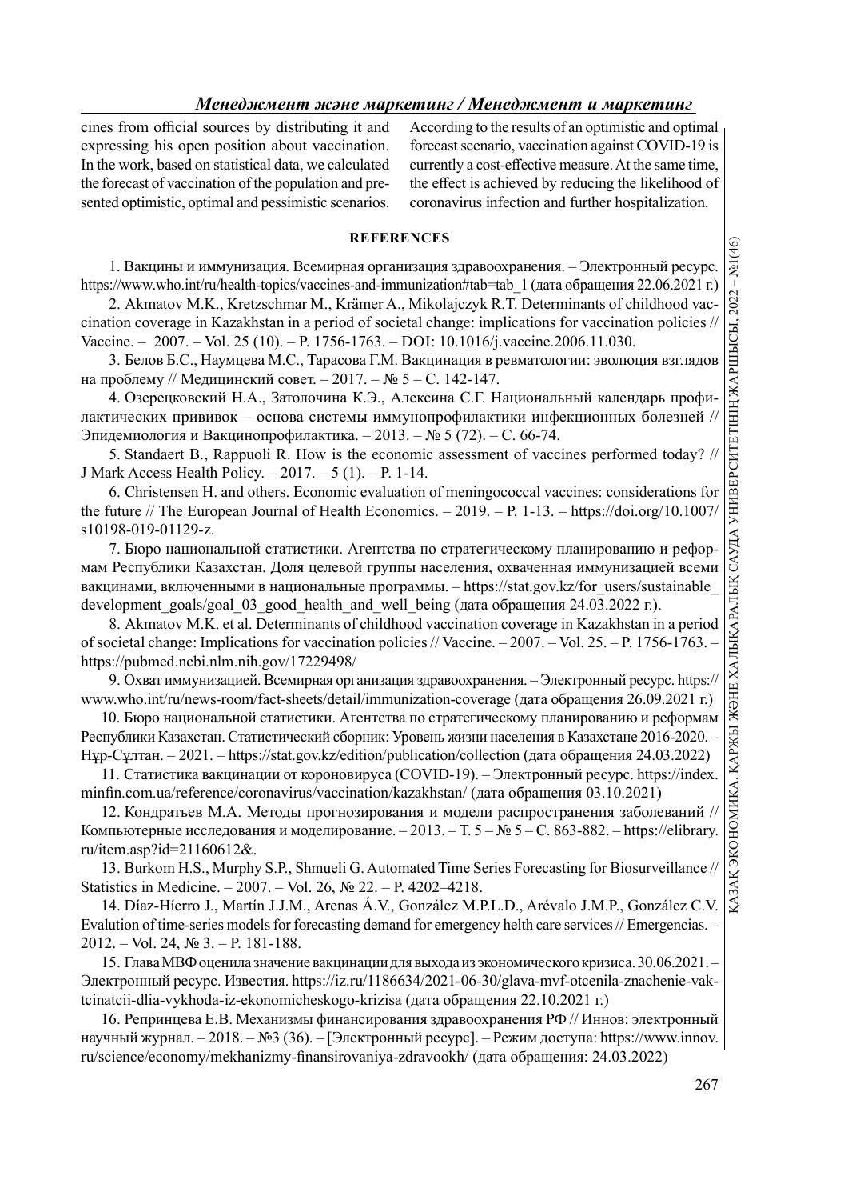cines from official sources by distributing it and expressing his open position about vaccination. In the work, based on statistical data, we calculated the forecast of vaccination of the population and presented optimistic, optimal and pessimistic scenarios. According to the results of an optimistic and optimal forecast scenario, vaccination against COVID-19 is currently a cost-effective measure. At the same time, the effect is achieved by reducing the likelihood of coronavirus infection and further hospitalization.

## REFERENCES

1. Вакцины и иммунизация. Всемирная организация здравоохранения. – Электронный ресурс. https://www.who.int/ru/health-topics/vaccines-and-immunization#tab=tab_1 (дата обращения 22.06.2021 г.)
2. Akmatov M.K., Kretzschmar M., Krämer A., Mikolajczyk R.T. Determinants of childhood vaccination coverage in Kazakhstan in a period of societal change: implications for vaccination policies // Vaccine. – 2007. – Vol. 25 (10). – P. 1756-1763. – DOI: 10.1016/j.vaccine.2006.11.030.
3. Белов Б.С., Наумцева М.С., Тарасова Г.М. Вакцинация в ревматологии: эволюция взглядов на проблему // Медицинский совет. – 2017. – № 5 – С. 142-147.
4. Озерецковский Н.А., Затолочина К.Э., Алексина С.Г. Национальный календарь профилактических прививок – основа системы иммунопрофилактики инфекционных болезней // Эпидемиология и Вакцинопрофилактика. – 2013. – № 5 (72). – С. 66-74.
5. Standaert B., Rappuoli R. How is the economic assessment of vaccines performed today? // J Mark Access Health Policy. – 2017. – 5 (1). – P. 1-14.
6. Christensen H. and others. Economic evaluation of meningococcal vaccines: considerations for the future // The European Journal of Health Economics. – 2019. – P. 1-13. – https://doi.org/10.1007/s10198-019-01129-z.
7. Бюро национальной статистики. Агентства по стратегическому планированию и реформам Республики Казахстан. Доля целевой группы населения, охваченная иммунизацией всеми вакцинами, включенными в национальные программы. – https://stat.gov.kz/for_users/sustainable_development_goals/goal_03_good_health_and_well_being (дата обращения 24.03.2022 г.).
8. Akmatov M.K. et al. Determinants of childhood vaccination coverage in Kazakhstan in a period of societal change: Implications for vaccination policies // Vaccine. – 2007. – Vol. 25. – P. 1756-1763. – https://pubmed.ncbi.nlm.nih.gov/17229498/
9. Охват иммунизацией. Всемирная организация здравоохранения. – Электронный ресурс. https://www.who.int/ru/news-room/fact-sheets/detail/immunization-coverage (дата обращения 26.09.2021 г.)
10. Бюро национальной статистики. Агентства по стратегическому планированию и реформам Республики Казахстан. Статистический сборник: Уровень жизни населения в Казахстане 2016-2020. – Нұр-Сұлтан. – 2021. – https://stat.gov.kz/edition/publication/collection (дата обращения 24.03.2022)
11. Статистика вакцинации от короновируса (COVID-19). – Электронный ресурс. https://index.minfin.com.ua/reference/coronavirus/vaccination/kazakhstan/ (дата обращения 03.10.2021)
12. Кондратьев М.А. Методы прогнозирования и модели распространения заболеваний // Компьютерные исследования и моделирование. – 2013. – Т. 5 – № 5 – С. 863-882. – https://elibrary.ru/item.asp?id=21160612&.
13. Burkom H.S., Murphy S.P., Shmueli G. Automated Time Series Forecasting for Biosurveillance // Statistics in Medicine. – 2007. – Vol. 26, № 22. – P. 4202–4218.
14. Díaz-Híerro J., Martín J.J.M., Arenas Á.V., González M.P.L.D., Arévalo J.M.P., González C.V. Evalution of time-series models for forecasting demand for emergency helth care services // Emergencias. – 2012. – Vol. 24, № 3. – P. 181-188.
15. Глава МВФ оценила значение вакцинации для выхода из экономического кризиса. 30.06.2021. – Электронный ресурс. Известия. https://iz.ru/1186634/2021-06-30/glava-mvf-otcenila-znachenie-vaktcinatcii-dlia-vykhoda-iz-ekonomicheskogo-krizisa (дата обращения 22.10.2021 г.)
16. Репринцева Е.В. Механизмы финансирования здравоохранения РФ // Иннов: электронный научный журнал. – 2018. – №3 (36). – [Электронный ресурс]. – Режим доступа: https://www.innov.ru/science/economy/mekhanizmy-finansirovaniya-zdravookh/ (дата обращения: 24.03.2022)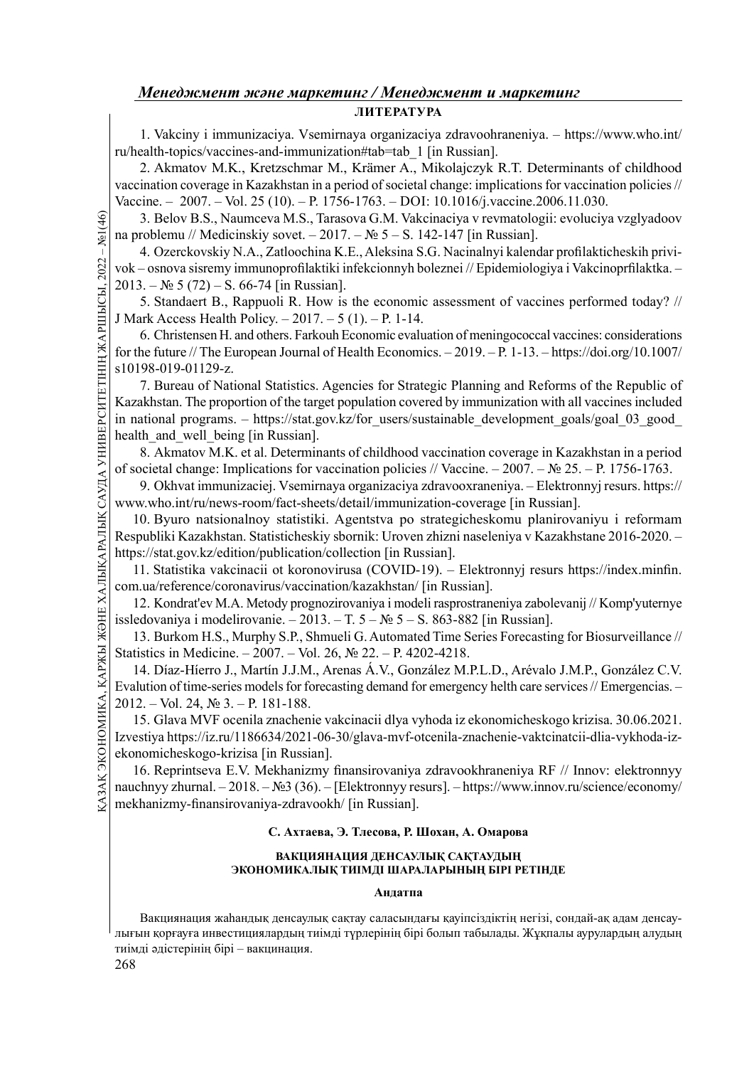**ЛИТЕРАТУРА**

1. Vakciny i immunizaciya. Vsemirnaya organizaciya zdravoohraneniya. – https://www.who.int/ru/health-topics/vaccines-and-immunization#tab=tab_1 [in Russian].

2. Akmatov M.K., Kretzschmar M., Krämer A., Mikolajczyk R.T. Determinants of childhood vaccination coverage in Kazakhstan in a period of societal change: implications for vaccination policies // Vaccine. – 2007. – Vol. 25 (10). – P. 1756-1763. – DOI: 10.1016/j.vaccine.2006.11.030.

3. Belov B.S., Naumceva M.S., Tarasova G.M. Vakcinaciya v revmatologii: evoluciya vzglyadoov na problemu // Medicinskiy sovet. – 2017. – № 5 – S. 142-147 [in Russian].

4. Ozerckovskiy N.A., Zatloochina K.E., Aleksina S.G. Nacinalnyi kalendar profilakticheskih privivok – osnova sisremy immunoprofilaktiki infekcionnyh boleznei // Epidemiologiya i Vakcinoprfilaktka. – 2013. – № 5 (72) – S. 66-74 [in Russian].

5. Standaert B., Rappuoli R. How is the economic assessment of vaccines performed today? // J Mark Access Health Policy. – 2017. – 5 (1). – P. 1-14.

6. Christensen H. and others. Farkouh Economic evaluation of meningococcal vaccines: considerations for the future // The European Journal of Health Economics. – 2019. – P. 1-13. – https://doi.org/10.1007/s10198-019-01129-z.

7. Bureau of National Statistics. Agencies for Strategic Planning and Reforms of the Republic of Kazakhstan. The proportion of the target population covered by immunization with all vaccines included in national programs. – https://stat.gov.kz/for_users/sustainable_development_goals/goal_03_good_health_and_well_being [in Russian].

8. Akmatov M.K. et al. Determinants of childhood vaccination coverage in Kazakhstan in a period of societal change: Implications for vaccination policies // Vaccine. – 2007. – № 25. – P. 1756-1763.

9. Okhvat immunizaciej. Vsemirnaya organizaciya zdravooxraneniya. – Elektronnyj resurs. https://www.who.int/ru/news-room/fact-sheets/detail/immunization-coverage [in Russian].

10. Byuro natsionalnoy statistiki. Agentstva po strategicheskomu planirovaniyu i reformam Respubliki Kazakhstan. Statisticheskiy sbornik: Uroven zhizni naseleniya v Kazakhstane 2016-2020. – https://stat.gov.kz/edition/publication/collection [in Russian].

11. Statistika vakcinacii ot koronovirusa (COVID-19). – Elektronnyj resurs https://index.minfin.com.ua/reference/coronavirus/vaccination/kazakhstan/ [in Russian].

12. Kondrat'ev M.A. Metody prognozirovaniya i modeli rasprostraneniya zabolevanij // Komp'yuternye issledovaniya i modelirovanie. – 2013. – T. 5 – № 5 – S. 863-882 [in Russian].

13. Burkom H.S., Murphy S.P., Shmueli G. Automated Time Series Forecasting for Biosurveillance // Statistics in Medicine. – 2007. – Vol. 26, № 22. – P. 4202-4218.

14. Díaz-Híerro J., Martín J.J.M., Arenas Á.V., González M.P.L.D., Arévalo J.M.P., González C.V. Evalution of time-series models for forecasting demand for emergency helth care services // Emergencias. – 2012. – Vol. 24, № 3. – P. 181-188.

15. Glava MVF ocenila znachenie vakcinacii dlya vyhoda iz ekonomicheskogo krizisa. 30.06.2021. Izvestiya https://iz.ru/1186634/2021-06-30/glava-mvf-otcenila-znachenie-vaktcinatcii-dlia-vykhoda-iz-ekonomicheskogo-krizisa [in Russian].

16. Reprintseva E.V. Mekhanizmy finansirovaniya zdravookhraneniya RF // Innov: elektronnyy nauchnyy zhurnal. – 2018. – №3 (36). – [Elektronnyy resurs]. – https://www.innov.ru/science/economy/mekhanizmy-finansirovaniya-zdravookh/ [in Russian].

**С. Ахтаева, Э. Тлесова, Р. Шохан, А. Омарова**

**ВАКЦИЯНАЦИЯ ДЕНСАУЛЫҚ САҚТАУДЫҢ ЭКОНОМИКАЛЫҚ ТИІМДІ ШАРАЛАРЫНЫҢ БІРІ РЕТІНДЕ**

**Андатпа**

Вакциянация жаһандық денсаулық сақтау саласындағы қауіпсіздіктің негізі, сондай-ақ адам денсаулығын қорғауға инвестициялардың тиімді түрлерінің бірі болып табылады. Жұқпалы аурулардың алудың тиімді әдістерінің бірі – вакцинация.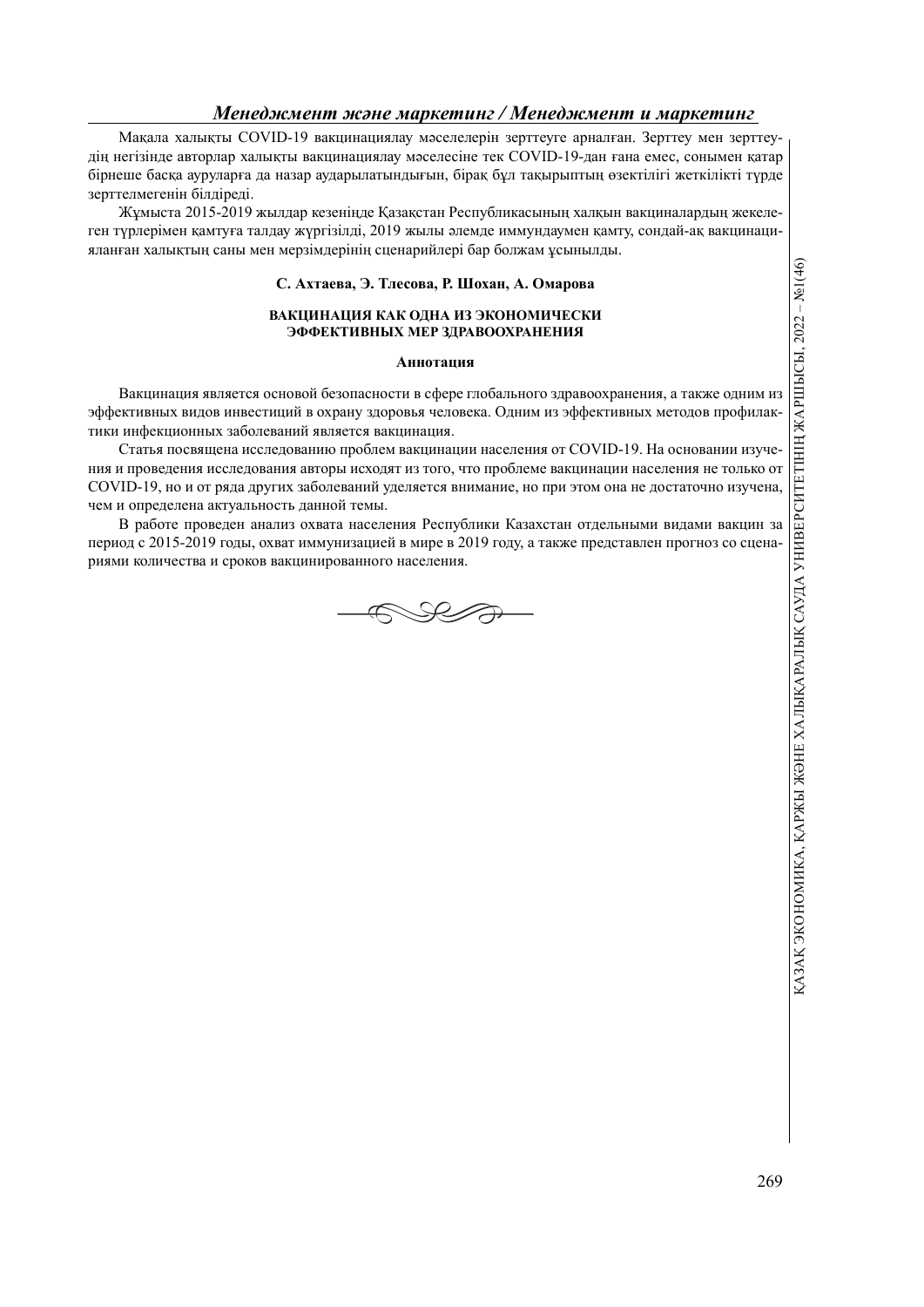Мақала халықты COVID-19 вакцинациялау мәселелерін зерттеуге арналған. Зерттеу мен зерттеудің негізінде авторлар халықты вакцинациялау мәселесіне тек COVID-19-дан ғана емес, сонымен қатар бірнеше басқа ауруларға да назар аударылатындығын, бірақ бұл тақырыптың өзектілігі жеткілікті түрде зерттелмегенін білдіреді.

Жұмыста 2015-2019 жылдар кезеңінде Қазақстан Республикасының халқын вакциналардың жекелеген түрлерімен қамтуға талдау жүргізілді, 2019 жылы әлемде иммундаумен қамту, сондай-ақ вакцинацияланған халықтың саны мен мерзімдерінің сценарийлері бар болжам ұсынылды.

**С. Ахтаева, Э. Тлесова, Р. Шохан, А. Омарова**

**ВАКЦИНАЦИЯ КАК ОДНА ИЗ ЭКОНОМИЧЕСКИ ЭФФЕКТИВНЫХ МЕР ЗДРАВООХРАНЕНИЯ**

**Аннотация**

Вакцинация является основой безопасности в сфере глобального здравоохранения, а также одним из эффективных видов инвестиций в охрану здоровья человека. Одним из эффективных методов профилактики инфекционных заболеваний является вакцинация.

Статья посвящена исследованию проблем вакцинации населения от COVID-19. На основании изучения и проведения исследования авторы исходят из того, что проблеме вакцинации населения не только от COVID-19, но и от ряда других заболеваний уделяется внимание, но при этом она не достаточно изучена, чем и определена актуальность данной темы.

В работе проведен анализ охвата населения Республики Казахстан отдельными видами вакцин за период с 2015-2019 годы, охват иммунизацией в мире в 2019 году, а также представлен прогноз со сценариями количества и сроков вакцинированного населения.